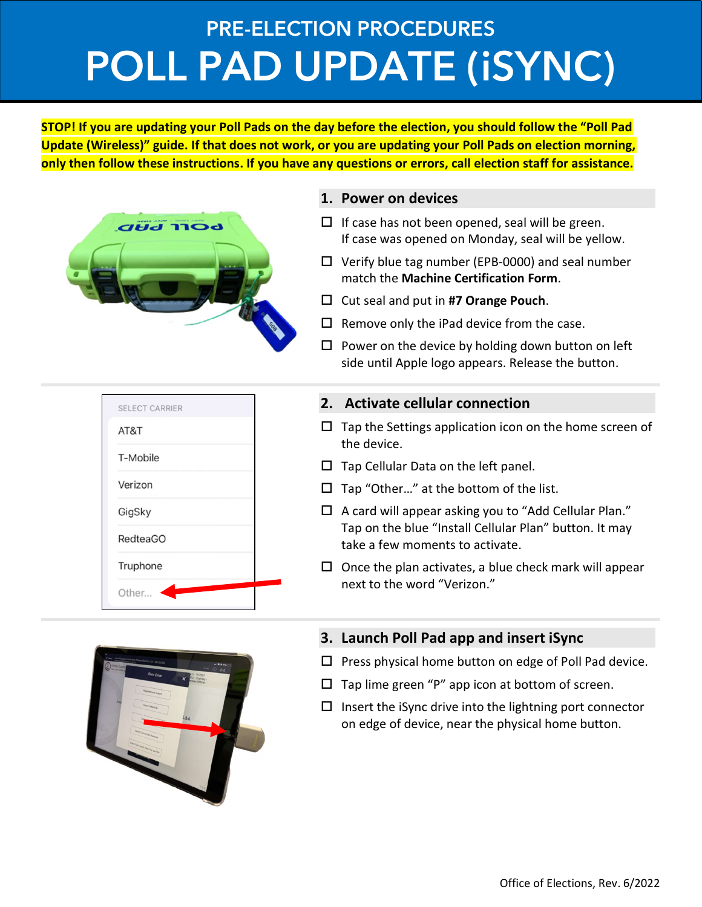# PRE-ELECTION PROCEDURES

# POLL PAD UPDATE (iSYNC)

**STOP! If you are updating your Poll Pads on the day before the election, you should follow the "Poll Pad Update (Wireless)" guide. If that does not work, or you are updating your Poll Pads on election morning, only then follow these instructions. If you have any questions or errors, call election staff for assistance.**

## 1. Power on devices

- ☐ If case has not been opened, seal will be green. If case was opened on Monday, seal will be yellow.
- ☐ Verify blue tag number (EPB-0000) and seal number match the **Machine Certification Form**.
- ☐ Cut seal and put in **#7 Orange Pouch**.
- ☐ Remove only the iPad device from the case.
- ☐ Power on the device by holding down button on left side until Apple logo appears. Release the button.

## 2. Activate cellular connection

- ☐ Tap the Settings application icon on the home screen of the device.
- ☐ Tap Cellular Data on the left panel.
- ☐ Tap "Other…" at the bottom of the list.
- ☐ A card will appear asking you to "Add Cellular Plan." Tap on the blue "Install Cellular Plan" button. It may take a few moments to activate.
- ☐ Once the plan activates, a blue check mark will appear next to the word "Verizon."

## 3. Launch Poll Pad app and insert iSync

- ☐ Press physical home button on edge of Poll Pad device.
- ☐ Tap lime green "P" app icon at bottom of screen.
- ☐ Insert the iSync drive into the lightning port connector on edge of device, near the physical home button.

Office of Elections, Rev. 6/2022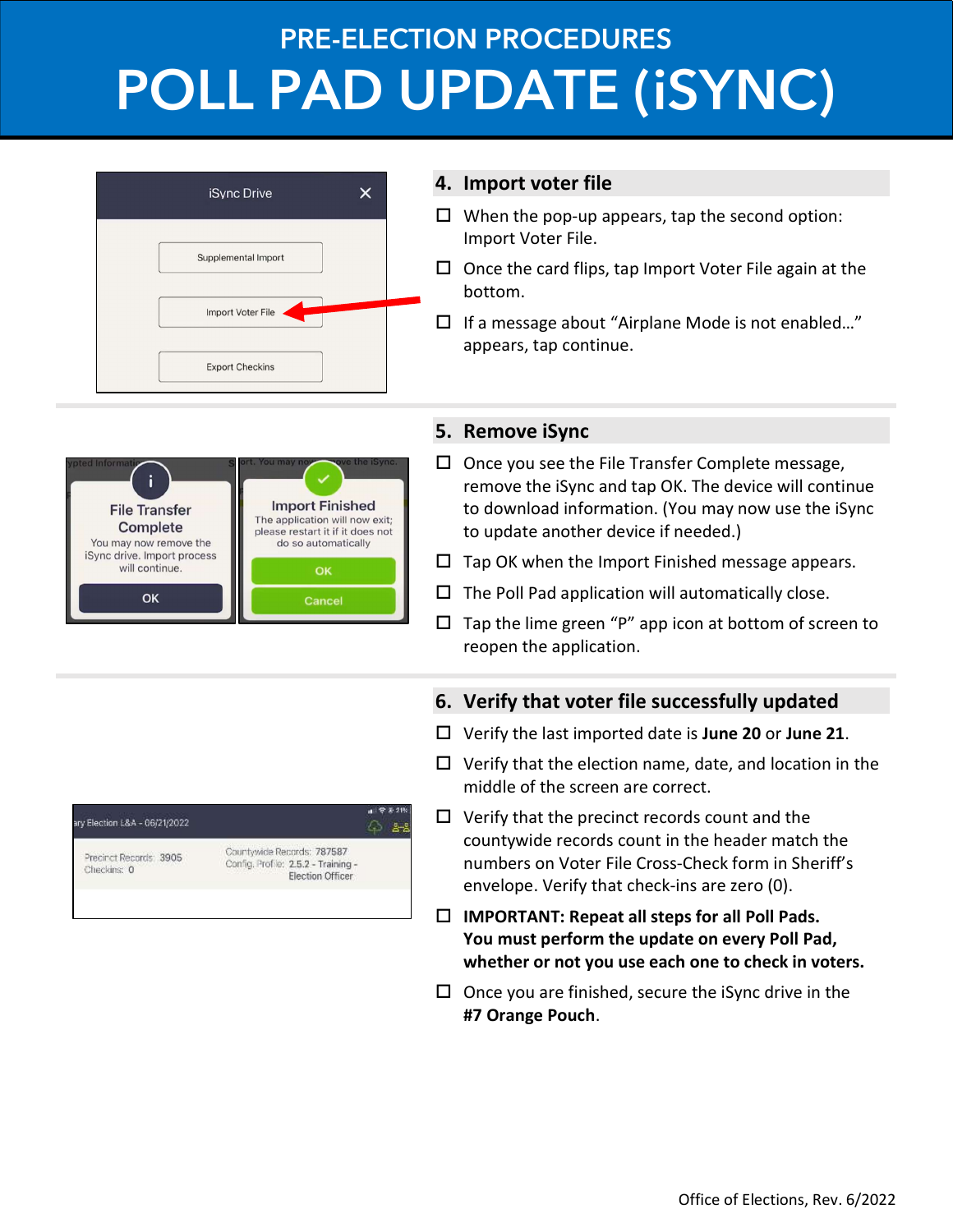# PRE-ELECTION PROCEDURES

# POLL PAD UPDATE (iSYNC)

## 4. Import voter file

- ☐ When the pop-up appears, tap the second option: Import Voter File.
- ☐ Once the card flips, tap Import Voter File again at the bottom.
- ☐ If a message about "Airplane Mode is not enabled…" appears, tap continue.

## 5. Remove iSync

- ☐ Once you see the File Transfer Complete message, remove the iSync and tap OK. The device will continue to download information. (You may now use the iSync to update another device if needed.)
- ☐ Tap OK when the Import Finished message appears.
- ☐ The Poll Pad application will automatically close.
- ☐ Tap the lime green "P" app icon at bottom of screen to reopen the application.

## 6. Verify that voter file successfully updated

- ☐ Verify the last imported date is **June 20** or **June 21**.
- ☐ Verify that the election name, date, and location in the middle of the screen are correct.
- ☐ Verify that the precinct records count and the countywide records count in the header match the numbers on Voter File Cross-Check form in Sheriff's envelope. Verify that check-ins are zero (0).
- ☐ **IMPORTANT: Repeat all steps for all Poll Pads. You must perform the update on every Poll Pad, whether or not you use each one to check in voters.**
- ☐ Once you are finished, secure the iSync drive in the **#7 Orange Pouch**.

Office of Elections, Rev. 6/2022